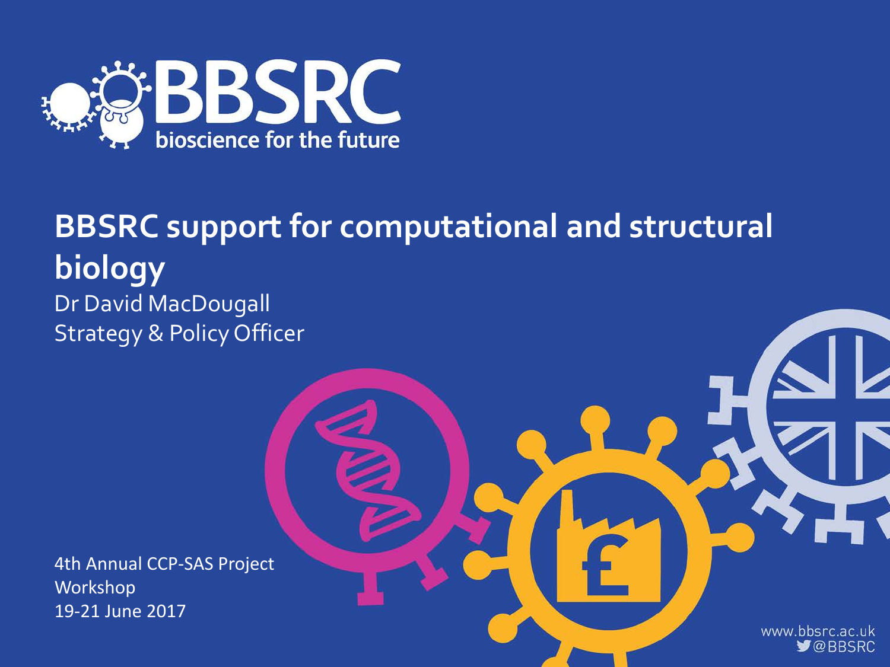BBSRC
bioscience for the future

# BBSRC support for computational and structural biology

Dr David MacDougall
Strategy & Policy Officer

4th Annual CCP-SAS Project Workshop
19-21 June 2017

www.bbsrc.ac.uk
@BBSRC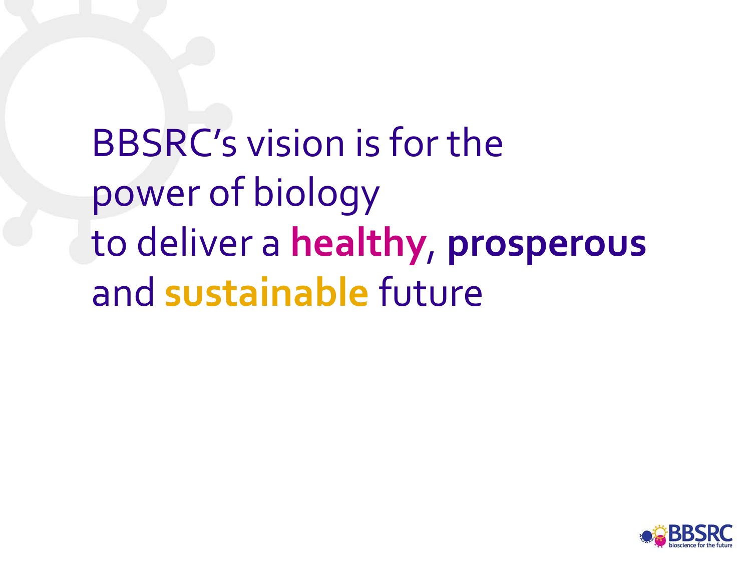BBSRC's vision is for the power of biology to deliver a **healthy**, **prosperous** and **sustainable** future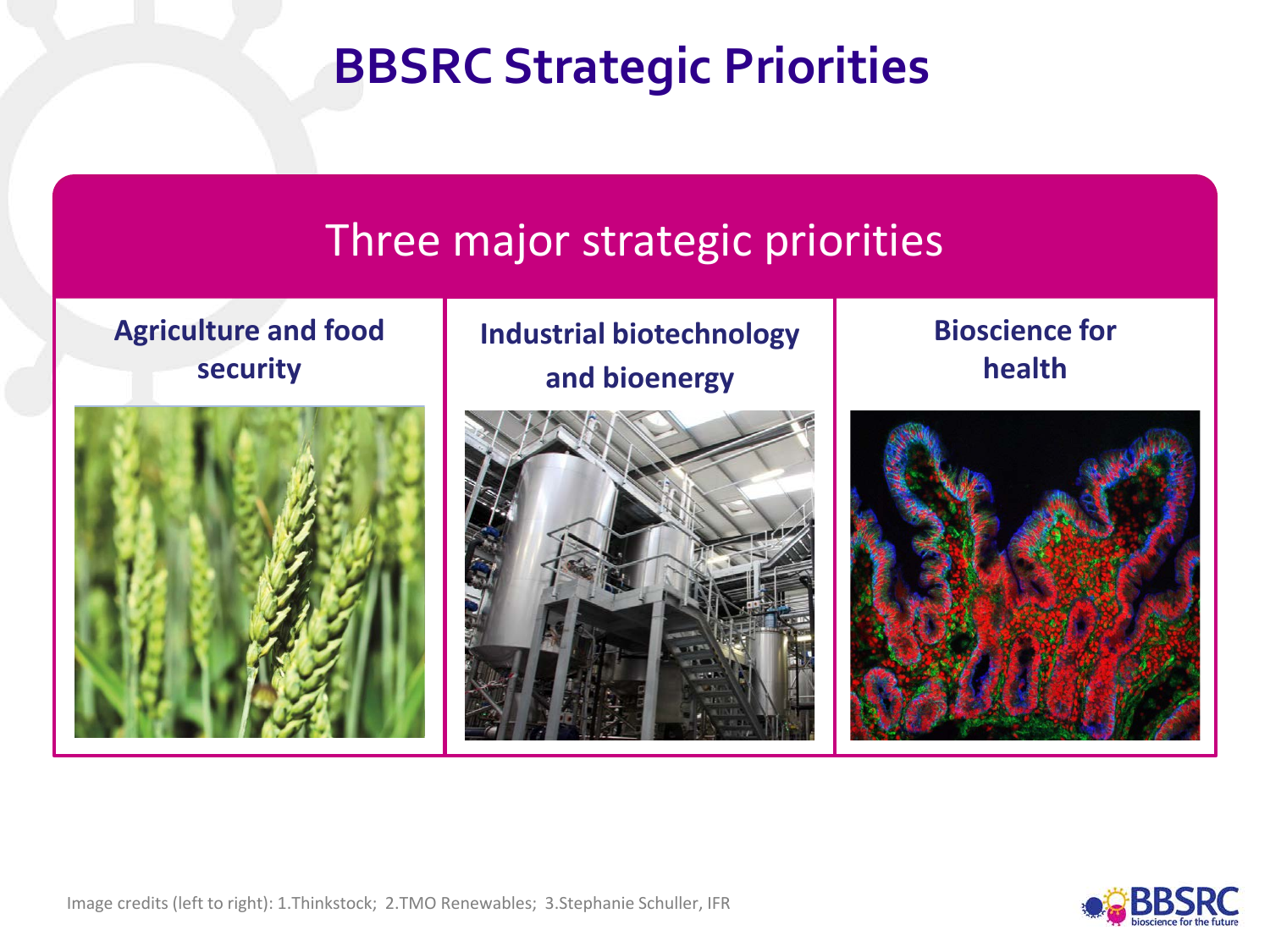# BBSRC Strategic Priorities

## Three major strategic priorities

| Agriculture and food security | Industrial biotechnology and bioenergy | Bioscience for health |
| --- | --- | --- |

Image credits (left to right): 1.Thinkstock; 2.TMO Renewables; 3.Stephanie Schuller, IFR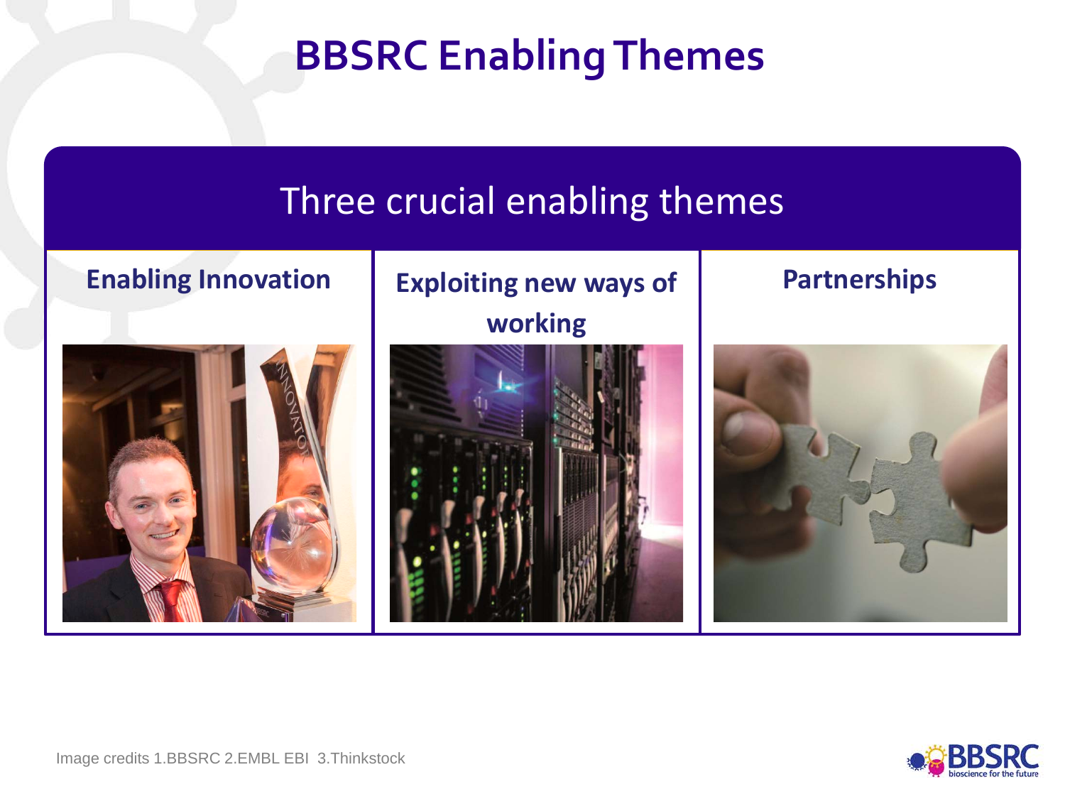# BBSRC Enabling Themes

## Three crucial enabling themes

| Enabling Innovation | Exploiting new ways of working | Partnerships |
|---|---|---|

Image credits 1.BBSRC 2.EMBL EBI 3.Thinkstock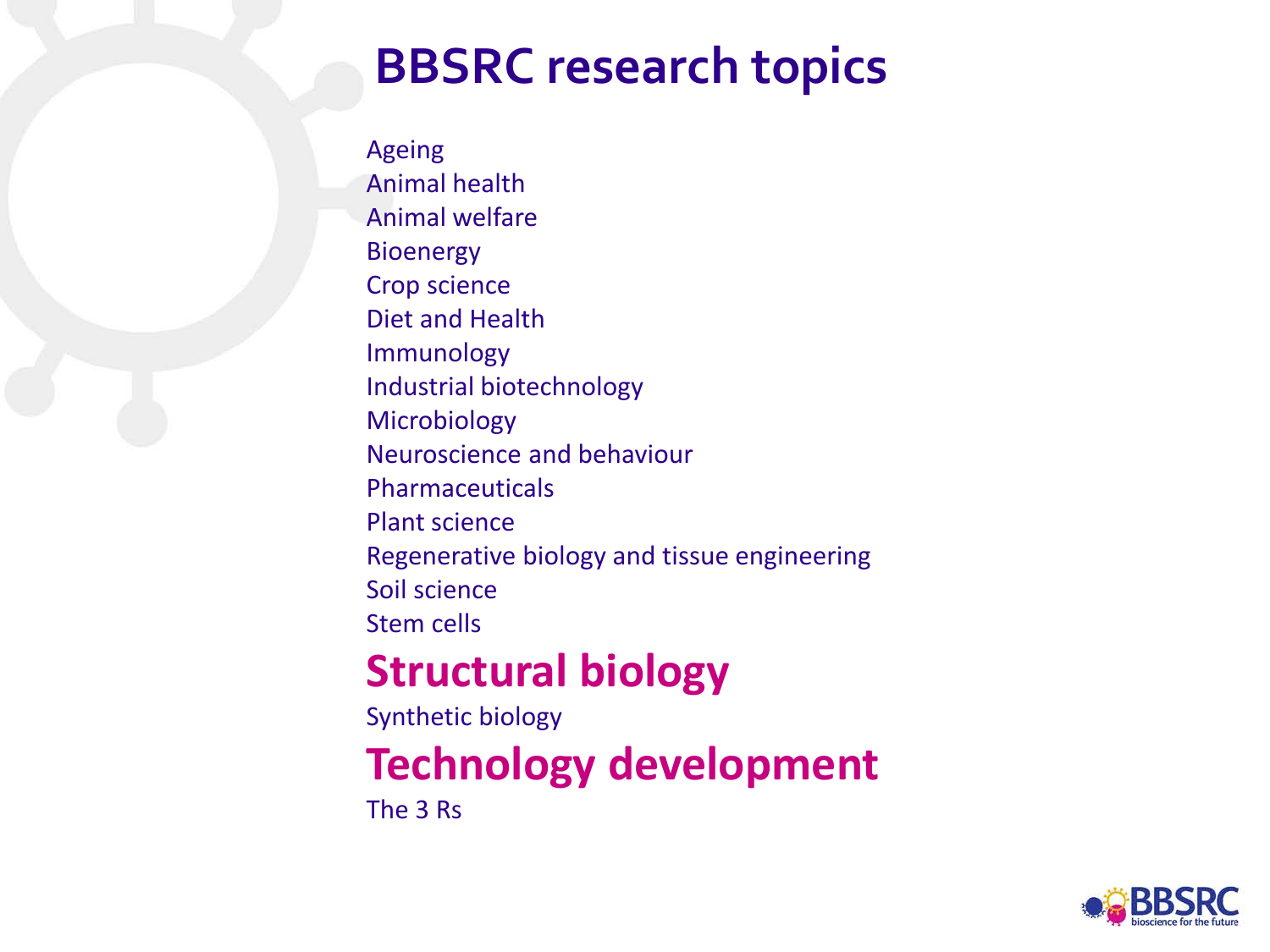# BBSRC research topics

Ageing
Animal health
Animal welfare
Bioenergy
Crop science
Diet and Health
Immunology
Industrial biotechnology
Microbiology
Neuroscience and behaviour
Pharmaceuticals
Plant science
Regenerative biology and tissue engineering
Soil science
Stem cells
**Structural biology**
Synthetic biology
**Technology development**
The 3 Rs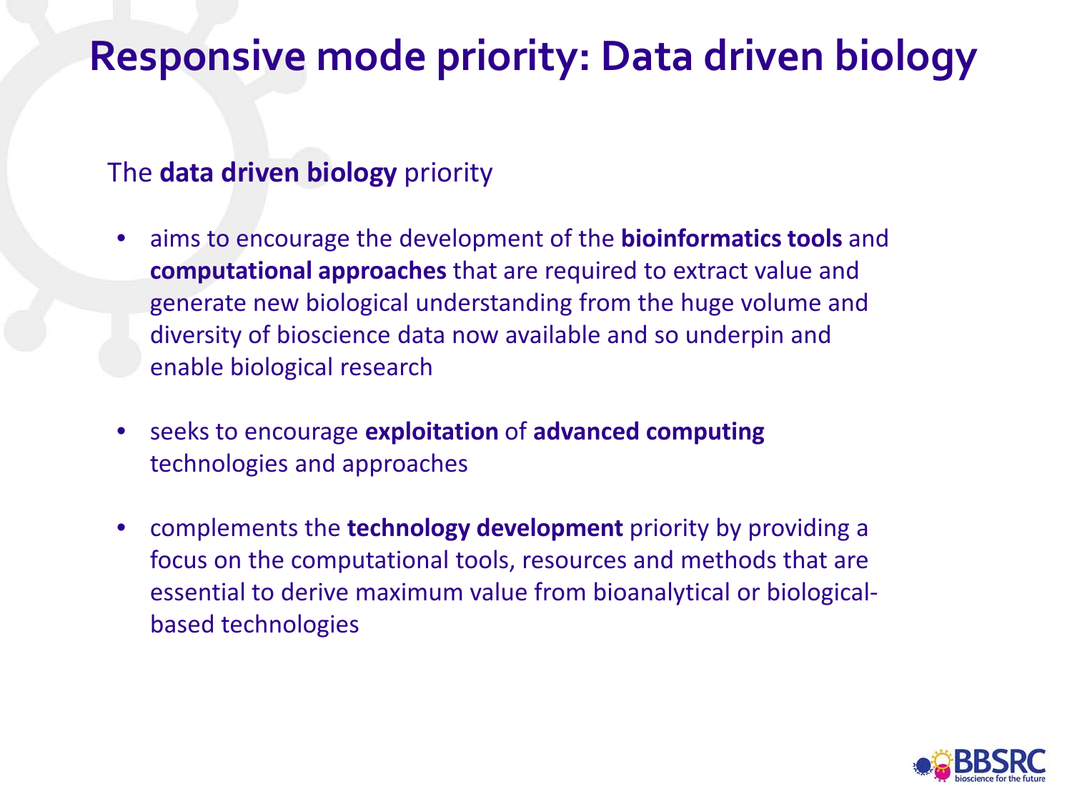# Responsive mode priority: Data driven biology

The **data driven biology** priority

- aims to encourage the development of the **bioinformatics tools** and **computational approaches** that are required to extract value and generate new biological understanding from the huge volume and diversity of bioscience data now available and so underpin and enable biological research

- seeks to encourage **exploitation** of **advanced computing** technologies and approaches

- complements the **technology development** priority by providing a focus on the computational tools, resources and methods that are essential to derive maximum value from bioanalytical or biological-based technologies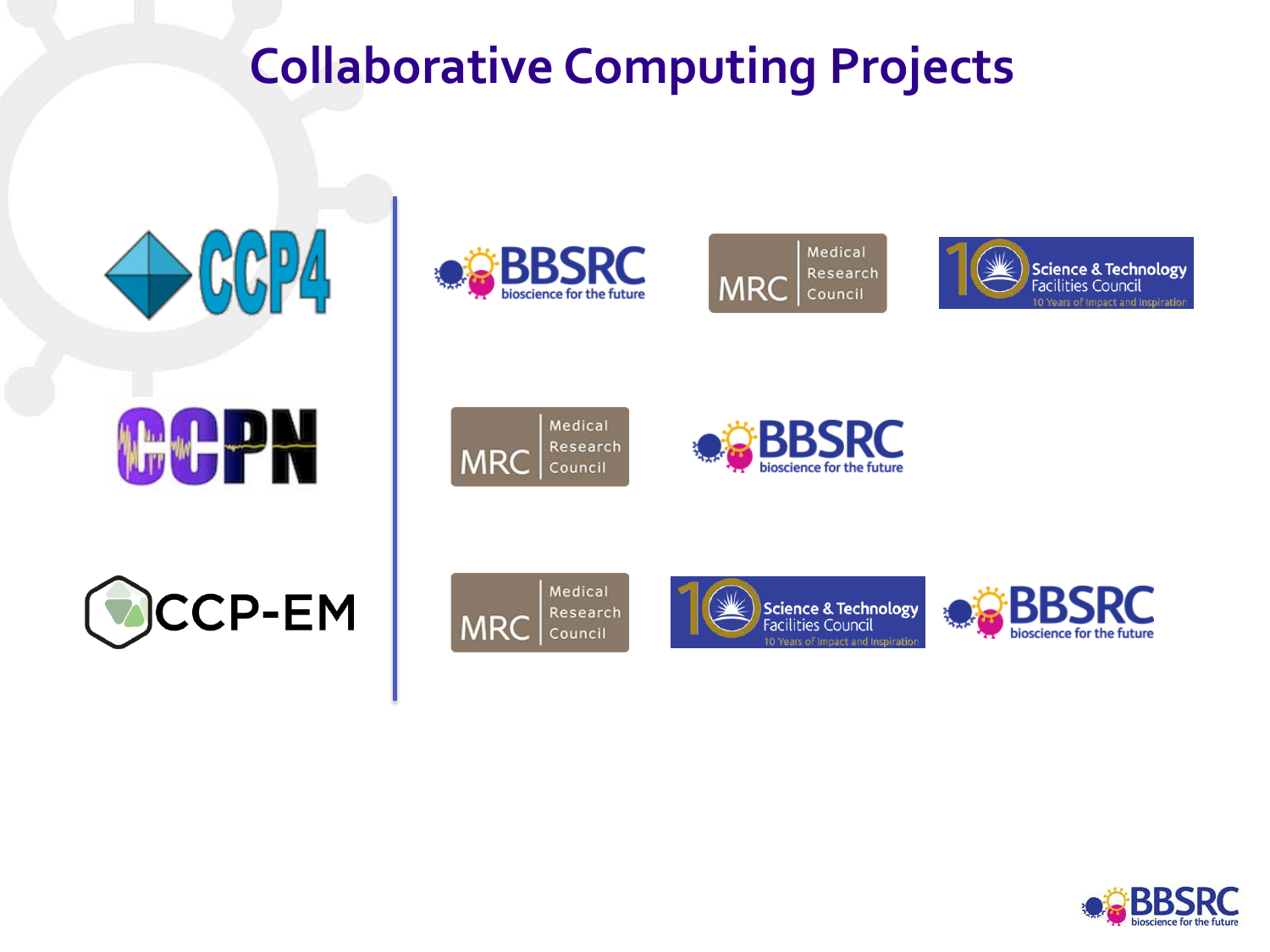# Collaborative Computing Projects

| Project | Funders | | |
|---|---|---|---|
| CCP4 | BBSRC | MRC Medical Research Council | Science & Technology Facilities Council |
| CCPN | MRC Medical Research Council | BBSRC | |
| CCP-EM | MRC Medical Research Council | Science & Technology Facilities Council | BBSRC |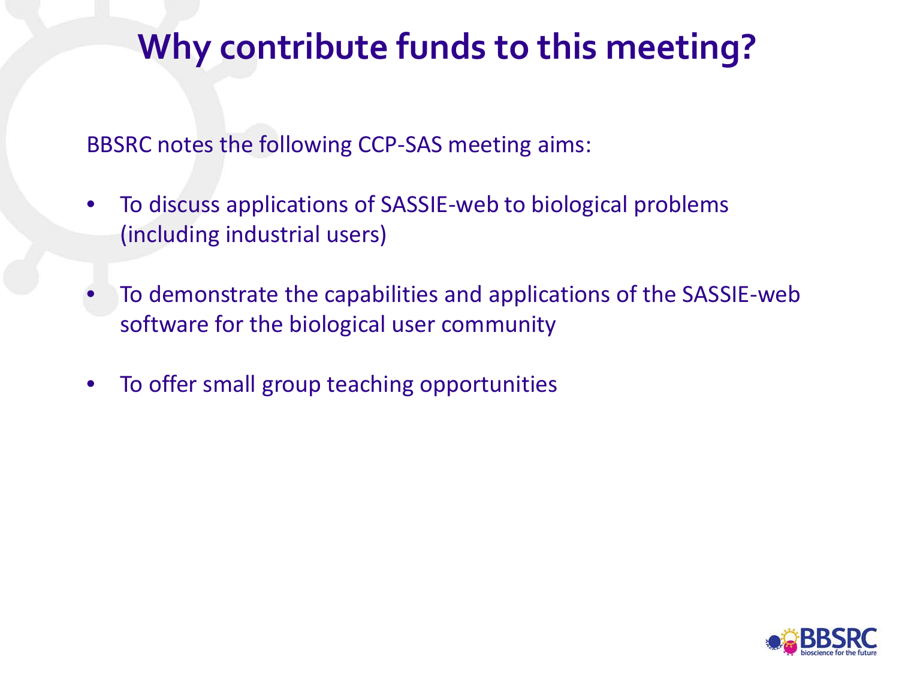# Why contribute funds to this meeting?

BBSRC notes the following CCP-SAS meeting aims:

- To discuss applications of SASSIE-web to biological problems (including industrial users)
- To demonstrate the capabilities and applications of the SASSIE-web software for the biological user community
- To offer small group teaching opportunities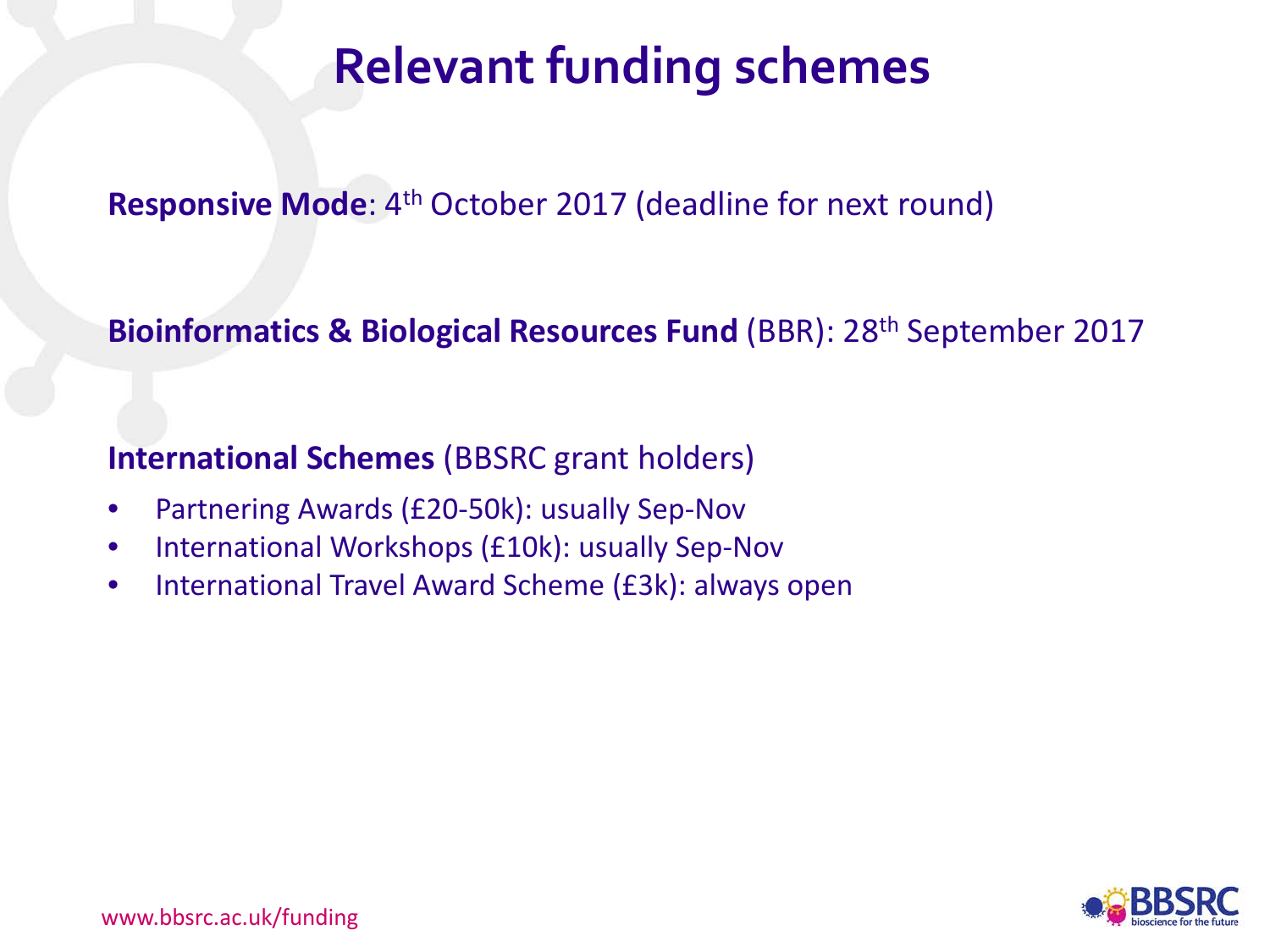# Relevant funding schemes

**Responsive Mode**: 4th October 2017 (deadline for next round)

**Bioinformatics & Biological Resources Fund** (BBR): 28th September 2017

**International Schemes** (BBSRC grant holders)

- Partnering Awards (£20-50k): usually Sep-Nov
- International Workshops (£10k): usually Sep-Nov
- International Travel Award Scheme (£3k): always open

www.bbsrc.ac.uk/funding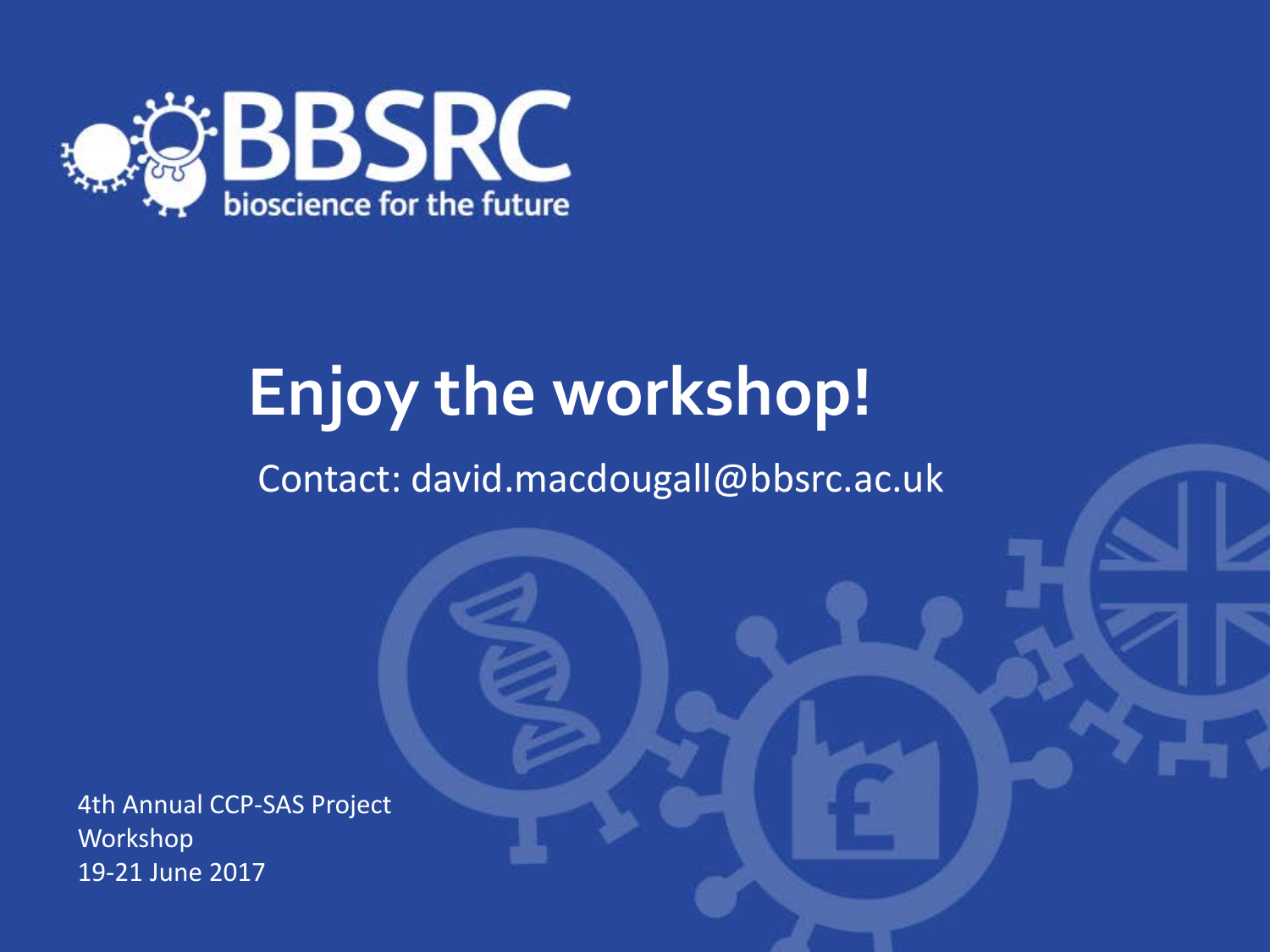BBSRC

bioscience for the future

# Enjoy the workshop!

Contact: david.macdougall@bbsrc.ac.uk

4th Annual CCP-SAS Project Workshop
19-21 June 2017